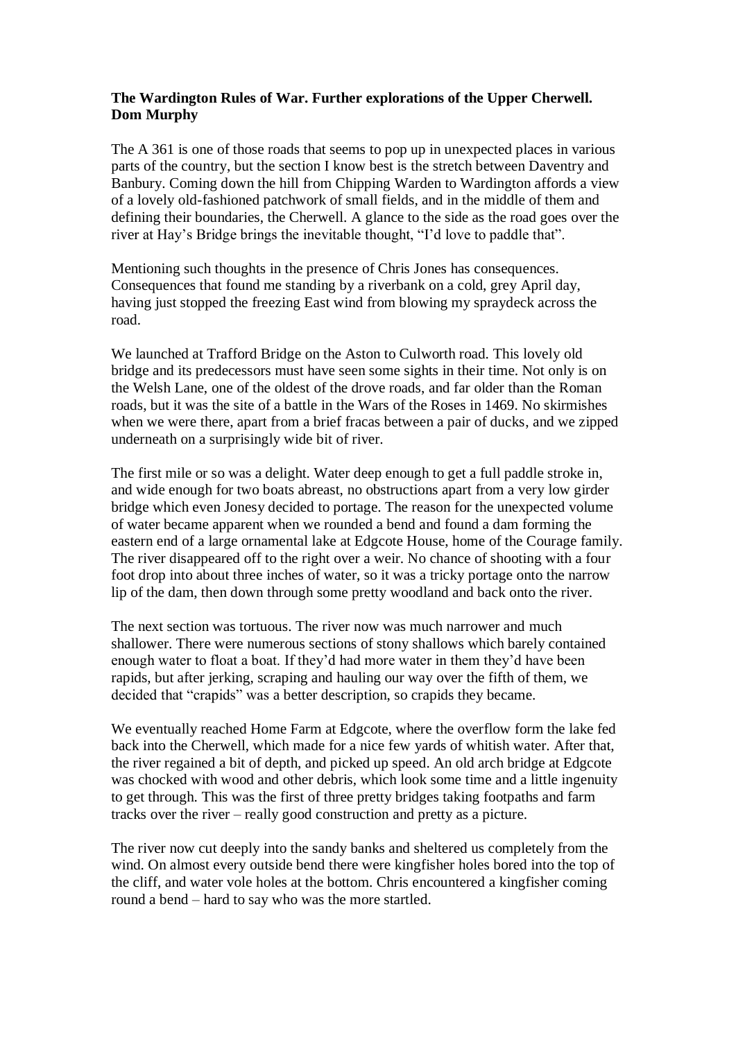**The Wardington Rules of War. Further explorations of the Upper Cherwell. Dom Murphy**

The A 361 is one of those roads that seems to pop up in unexpected places in various parts of the country, but the section I know best is the stretch between Daventry and Banbury. Coming down the hill from Chipping Warden to Wardington affords a view of a lovely old-fashioned patchwork of small fields, and in the middle of them and defining their boundaries, the Cherwell. A glance to the side as the road goes over the river at Hay's Bridge brings the inevitable thought, "I'd love to paddle that".

Mentioning such thoughts in the presence of Chris Jones has consequences. Consequences that found me standing by a riverbank on a cold, grey April day, having just stopped the freezing East wind from blowing my spraydeck across the road.

We launched at Trafford Bridge on the Aston to Culworth road. This lovely old bridge and its predecessors must have seen some sights in their time. Not only is on the Welsh Lane, one of the oldest of the drove roads, and far older than the Roman roads, but it was the site of a battle in the Wars of the Roses in 1469. No skirmishes when we were there, apart from a brief fracas between a pair of ducks, and we zipped underneath on a surprisingly wide bit of river.

The first mile or so was a delight. Water deep enough to get a full paddle stroke in, and wide enough for two boats abreast, no obstructions apart from a very low girder bridge which even Jonesy decided to portage. The reason for the unexpected volume of water became apparent when we rounded a bend and found a dam forming the eastern end of a large ornamental lake at Edgcote House, home of the Courage family. The river disappeared off to the right over a weir. No chance of shooting with a four foot drop into about three inches of water, so it was a tricky portage onto the narrow lip of the dam, then down through some pretty woodland and back onto the river.

The next section was tortuous. The river now was much narrower and much shallower. There were numerous sections of stony shallows which barely contained enough water to float a boat. If they'd had more water in them they'd have been rapids, but after jerking, scraping and hauling our way over the fifth of them, we decided that "crapids" was a better description, so crapids they became.

We eventually reached Home Farm at Edgcote, where the overflow form the lake fed back into the Cherwell, which made for a nice few yards of whitish water. After that, the river regained a bit of depth, and picked up speed. An old arch bridge at Edgcote was chocked with wood and other debris, which look some time and a little ingenuity to get through. This was the first of three pretty bridges taking footpaths and farm tracks over the river – really good construction and pretty as a picture.

The river now cut deeply into the sandy banks and sheltered us completely from the wind. On almost every outside bend there were kingfisher holes bored into the top of the cliff, and water vole holes at the bottom. Chris encountered a kingfisher coming round a bend – hard to say who was the more startled.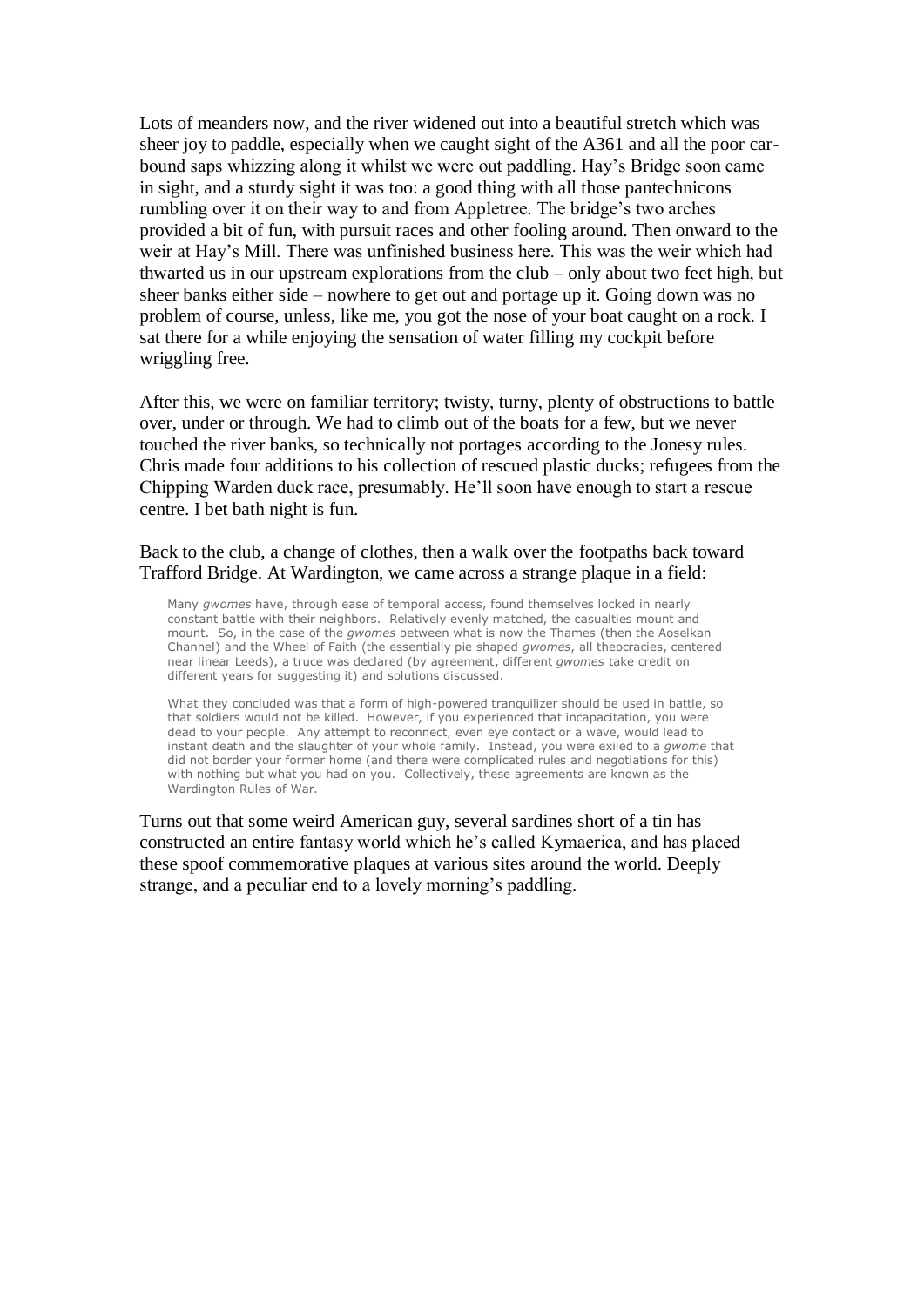Lots of meanders now, and the river widened out into a beautiful stretch which was sheer joy to paddle, especially when we caught sight of the A361 and all the poor car-bound saps whizzing along it whilst we were out paddling. Hay's Bridge soon came in sight, and a sturdy sight it was too: a good thing with all those pantechnicons rumbling over it on their way to and from Appletree. The bridge's two arches provided a bit of fun, with pursuit races and other fooling around. Then onward to the weir at Hay's Mill. There was unfinished business here. This was the weir which had thwarted us in our upstream explorations from the club – only about two feet high, but sheer banks either side – nowhere to get out and portage up it. Going down was no problem of course, unless, like me, you got the nose of your boat caught on a rock. I sat there for a while enjoying the sensation of water filling my cockpit before wriggling free.

After this, we were on familiar territory; twisty, turny, plenty of obstructions to battle over, under or through. We had to climb out of the boats for a few, but we never touched the river banks, so technically not portages according to the Jonesy rules. Chris made four additions to his collection of rescued plastic ducks; refugees from the Chipping Warden duck race, presumably. He'll soon have enough to start a rescue centre. I bet bath night is fun.

Back to the club, a change of clothes, then a walk over the footpaths back toward Trafford Bridge. At Wardington, we came across a strange plaque in a field:

> Many *gwomes* have, through ease of temporal access, found themselves locked in nearly constant battle with their neighbors. Relatively evenly matched, the casualties mount and mount. So, in the case of the *gwomes* between what is now the Thames (then the Aoselkan Channel) and the Wheel of Faith (the essentially pie shaped *gwomes*, all theocracies, centered near linear Leeds), a truce was declared (by agreement, different *gwomes* take credit on different years for suggesting it) and solutions discussed.
>
> What they concluded was that a form of high-powered tranquilizer should be used in battle, so that soldiers would not be killed. However, if you experienced that incapacitation, you were dead to your people. Any attempt to reconnect, even eye contact or a wave, would lead to instant death and the slaughter of your whole family. Instead, you were exiled to a *gwome* that did not border your former home (and there were complicated rules and negotiations for this) with nothing but what you had on you. Collectively, these agreements are known as the Wardington Rules of War.

Turns out that some weird American guy, several sardines short of a tin has constructed an entire fantasy world which he's called Kymaerica, and has placed these spoof commemorative plaques at various sites around the world. Deeply strange, and a peculiar end to a lovely morning's paddling.